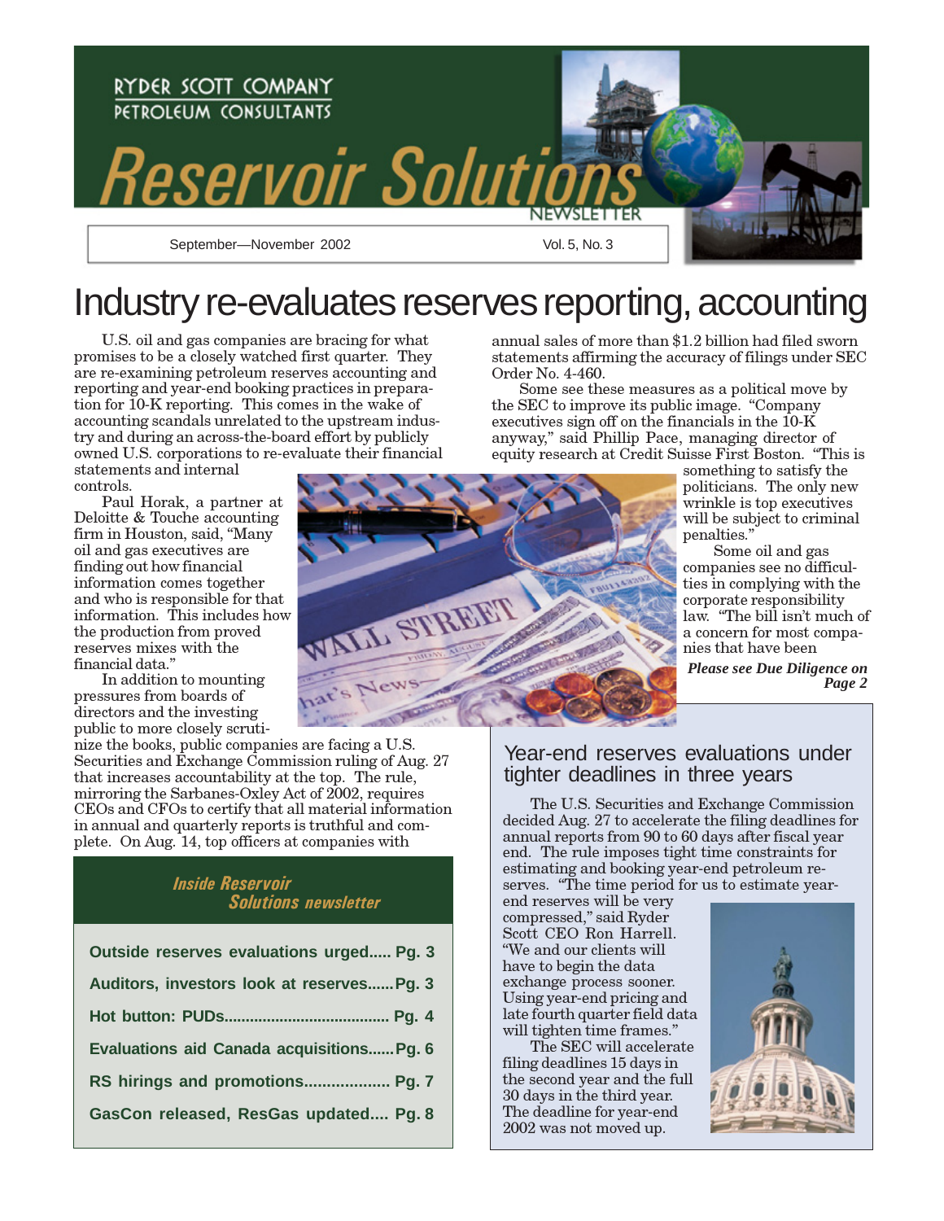RYDER SCOTT COMPANY
PETROLEUM CONSULTANTS

# Reservoir Solutions NEWSLETTER

September—November 2002 Vol. 5, No. 3

# Industry re-evaluates reserves reporting, accounting

U.S. oil and gas companies are bracing for what promises to be a closely watched first quarter. They are re-examining petroleum reserves accounting and reporting and year-end booking practices in preparation for 10-K reporting. This comes in the wake of accounting scandals unrelated to the upstream industry and during an across-the-board effort by publicly owned U.S. corporations to re-evaluate their financial statements and internal controls.

Paul Horak, a partner at Deloitte & Touche accounting firm in Houston, said, "Many oil and gas executives are finding out how financial information comes together and who is responsible for that information. This includes how the production from proved reserves mixes with the financial data."

In addition to mounting pressures from boards of directors and the investing public to more closely scrutinize the books, public companies are facing a U.S. Securities and Exchange Commission ruling of Aug. 27 that increases accountability at the top. The rule, mirroring the Sarbanes-Oxley Act of 2002, requires CEOs and CFOs to certify that all material information in annual and quarterly reports is truthful and complete. On Aug. 14, top officers at companies with annual sales of more than $1.2 billion had filed sworn statements affirming the accuracy of filings under SEC Order No. 4-460.

Some see these measures as a political move by the SEC to improve its public image. "Company executives sign off on the financials in the 10-K anyway," said Phillip Pace, managing director of equity research at Credit Suisse First Boston. "This is something to satisfy the politicians. The only new wrinkle is top executives will be subject to criminal penalties."

Some oil and gas companies see no difficulties in complying with the corporate responsibility law. "The bill isn't much of a concern for most companies that have been

***Please see Due Diligence on Page 2***

## Inside Reservoir Solutions newsletter

- Outside reserves evaluations urged..... Pg. 3
- Auditors, investors look at reserves...... Pg. 3
- Hot button: PUDs...................................... Pg. 4
- Evaluations aid Canada acquisitions...... Pg. 6
- RS hirings and promotions................... Pg. 7
- GasCon released, ResGas updated.... Pg. 8

## Year-end reserves evaluations under tighter deadlines in three years

The U.S. Securities and Exchange Commission decided Aug. 27 to accelerate the filing deadlines for annual reports from 90 to 60 days after fiscal year end. The rule imposes tight time constraints for estimating and booking year-end petroleum reserves. "The time period for us to estimate year-end reserves will be very compressed," said Ryder Scott CEO Ron Harrell. "We and our clients will have to begin the data exchange process sooner. Using year-end pricing and late fourth quarter field data will tighten time frames."

The SEC will accelerate filing deadlines 15 days in the second year and the full 30 days in the third year. The deadline for year-end 2002 was not moved up.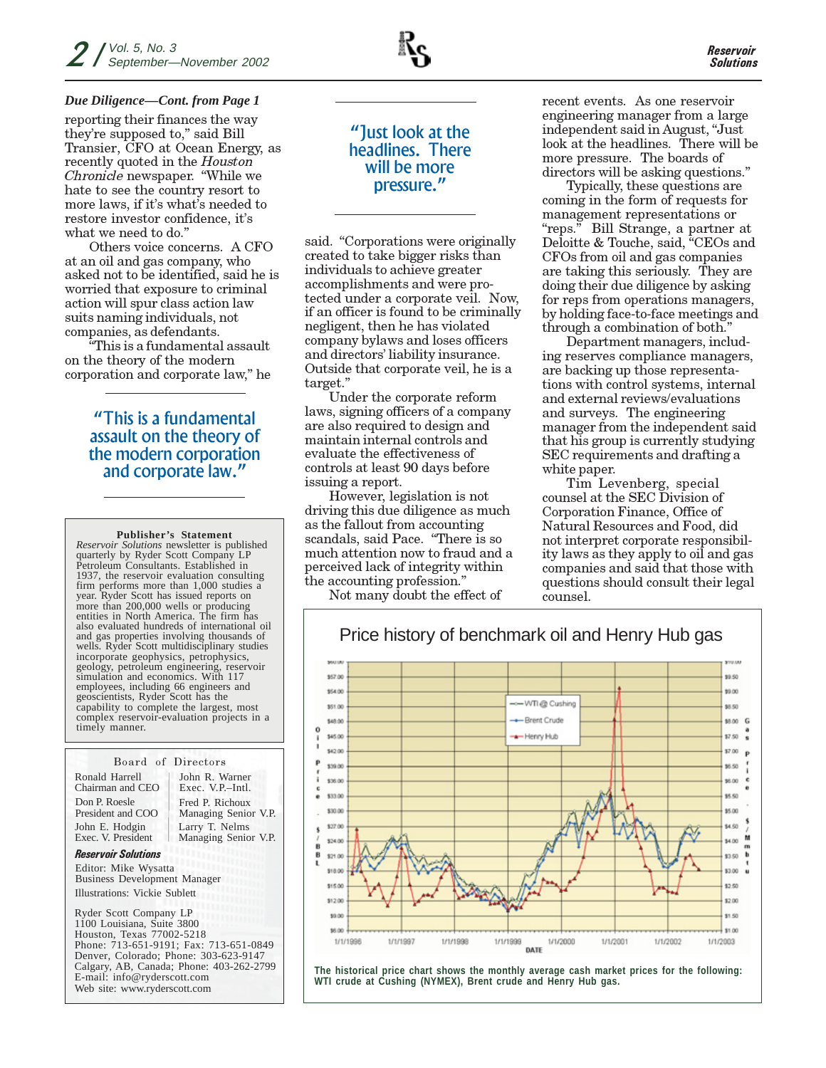*Due Diligence—Cont. from Page 1*

reporting their finances the way they're supposed to," said Bill Transier, CFO at Ocean Energy, as recently quoted in the *Houston Chronicle* newspaper. "While we hate to see the country resort to more laws, if it's what's needed to restore investor confidence, it's what we need to do."

Others voice concerns. A CFO at an oil and gas company, who asked not to be identified, said he is worried that exposure to criminal action will spur class action law suits naming individuals, not companies, as defendants.

"This is a fundamental assault on the theory of the modern corporation and corporate law," he said. "Corporations were originally created to take bigger risks than individuals to achieve greater accomplishments and were protected under a corporate veil. Now, if an officer is found to be criminally negligent, then he has violated company bylaws and loses officers and directors' liability insurance. Outside that corporate veil, he is a target."

> "This is a fundamental assault on the theory of the modern corporation and corporate law."

Under the corporate reform laws, signing officers of a company are also required to design and maintain internal controls and evaluate the effectiveness of controls at least 90 days before issuing a report.

However, legislation is not driving this due diligence as much as the fallout from accounting scandals, said Pace. "There is so much attention now to fraud and a perceived lack of integrity within the accounting profession."

Not many doubt the effect of recent events. As one reservoir engineering manager from a large independent said in August, "Just look at the headlines. There will be more pressure. The boards of directors will be asking questions."

> "Just look at the headlines. There will be more pressure."

Typically, these questions are coming in the form of requests for management representations or "reps." Bill Strange, a partner at Deloitte & Touche, said, "CEOs and CFOs from oil and gas companies are taking this seriously. They are doing their due diligence by asking for reps from operations managers, by holding face-to-face meetings and through a combination of both."

Department managers, including reserves compliance managers, are backing up those representations with control systems, internal and external reviews/evaluations and surveys. The engineering manager from the independent said that his group is currently studying SEC requirements and drafting a white paper.

Tim Levenberg, special counsel at the SEC Division of Corporation Finance, Office of Natural Resources and Food, did not interpret corporate responsibility laws as they apply to oil and gas companies and said that those with questions should consult their legal counsel.

**Price history of benchmark oil and Henry Hub gas**

The historical price chart shows the monthly average cash market prices for the following: WTI crude at Cushing (NYMEX), Brent crude and Henry Hub gas.

---

**Publisher's Statement**

*Reservoir Solutions* newsletter is published quarterly by Ryder Scott Company LP Petroleum Consultants. Established in 1937, the reservoir evaluation consulting firm performs more than 1,000 studies a year. Ryder Scott has issued reports on more than 200,000 wells or producing entities in North America. The firm has also evaluated hundreds of international oil and gas properties involving thousands of wells. Ryder Scott multidisciplinary studies incorporate geophysics, petrophysics, geology, petroleum engineering, reservoir simulation and economics. With 117 employees, including 66 engineers and geoscientists, Ryder Scott has the capability to complete the largest, most complex reservoir-evaluation projects in a timely manner.

**Board of Directors**

| | |
|---|---|
| Ronald Harrell<br>Chairman and CEO | John R. Warner<br>Exec. V.P.–Intl. |
| Don P. Roesle<br>President and COO | Fred P. Richoux<br>Managing Senior V.P. |
| John E. Hodgin<br>Exec. V. President | Larry T. Nelms<br>Managing Senior V.P. |

***Reservoir Solutions***

Editor: Mike Wysatta<br>
Business Development Manager<br>
Illustrations: Vickie Sublett

Ryder Scott Company LP<br>
1100 Louisiana, Suite 3800<br>
Houston, Texas 77002-5218<br>
Phone: 713-651-9191; Fax: 713-651-0849<br>
Denver, Colorado; Phone: 303-623-9147<br>
Calgary, AB, Canada; Phone: 403-262-2799<br>
E-mail: info@ryderscott.com<br>
Web site: www.ryderscott.com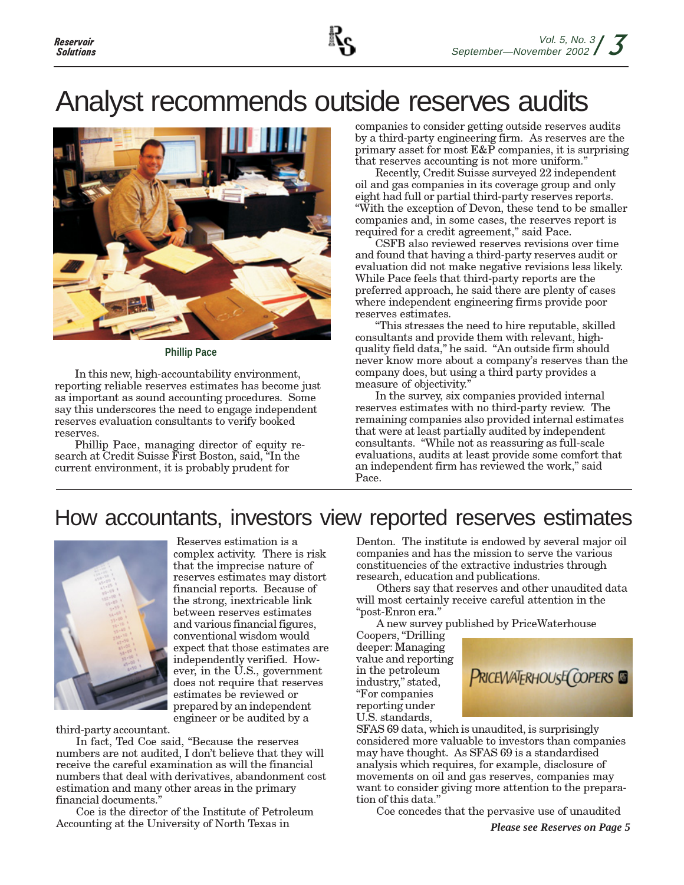# Analyst recommends outside reserves audits

Phillip Pace

In this new, high-accountability environment, reporting reliable reserves estimates has become just as important as sound accounting procedures. Some say this underscores the need to engage independent reserves evaluation consultants to verify booked reserves.

Phillip Pace, managing director of equity research at Credit Suisse First Boston, said, "In the current environment, it is probably prudent for companies to consider getting outside reserves audits by a third-party engineering firm. As reserves are the primary asset for most E&P companies, it is surprising that reserves accounting is not more uniform."

Recently, Credit Suisse surveyed 22 independent oil and gas companies in its coverage group and only eight had full or partial third-party reserves reports. "With the exception of Devon, these tend to be smaller companies and, in some cases, the reserves report is required for a credit agreement," said Pace.

CSFB also reviewed reserves revisions over time and found that having a third-party reserves audit or evaluation did not make negative revisions less likely. While Pace feels that third-party reports are the preferred approach, he said there are plenty of cases where independent engineering firms provide poor reserves estimates.

"This stresses the need to hire reputable, skilled consultants and provide them with relevant, high-quality field data," he said. "An outside firm should never know more about a company's reserves than the company does, but using a third party provides a measure of objectivity."

In the survey, six companies provided internal reserves estimates with no third-party review. The remaining companies also provided internal estimates that were at least partially audited by independent consultants. "While not as reassuring as full-scale evaluations, audits at least provide some comfort that an independent firm has reviewed the work," said Pace.

# How accountants, investors view reported reserves estimates

Reserves estimation is a complex activity. There is risk that the imprecise nature of reserves estimates may distort financial reports. Because of the strong, inextricable link between reserves estimates and various financial figures, conventional wisdom would expect that those estimates are independently verified. However, in the U.S., government does not require that reserves estimates be reviewed or prepared by an independent engineer or be audited by a third-party accountant.

In fact, Ted Coe said, "Because the reserves numbers are not audited, I don't believe that they will receive the careful examination as will the financial numbers that deal with derivatives, abandonment cost estimation and many other areas in the primary financial documents."

Coe is the director of the Institute of Petroleum Accounting at the University of North Texas in Denton. The institute is endowed by several major oil companies and has the mission to serve the various constituencies of the extractive industries through research, education and publications.

Others say that reserves and other unaudited data will most certainly receive careful attention in the "post-Enron era."

A new survey published by PriceWaterhouse Coopers, "Drilling deeper: Managing value and reporting in the petroleum industry," stated, "For companies reporting under U.S. standards, SFAS 69 data, which is unaudited, is surprisingly considered more valuable to investors than companies may have thought. As SFAS 69 is a standardised analysis which requires, for example, disclosure of movements on oil and gas reserves, companies may want to consider giving more attention to the preparation of this data."

Coe concedes that the pervasive use of unaudited

***Please see Reserves on Page 5***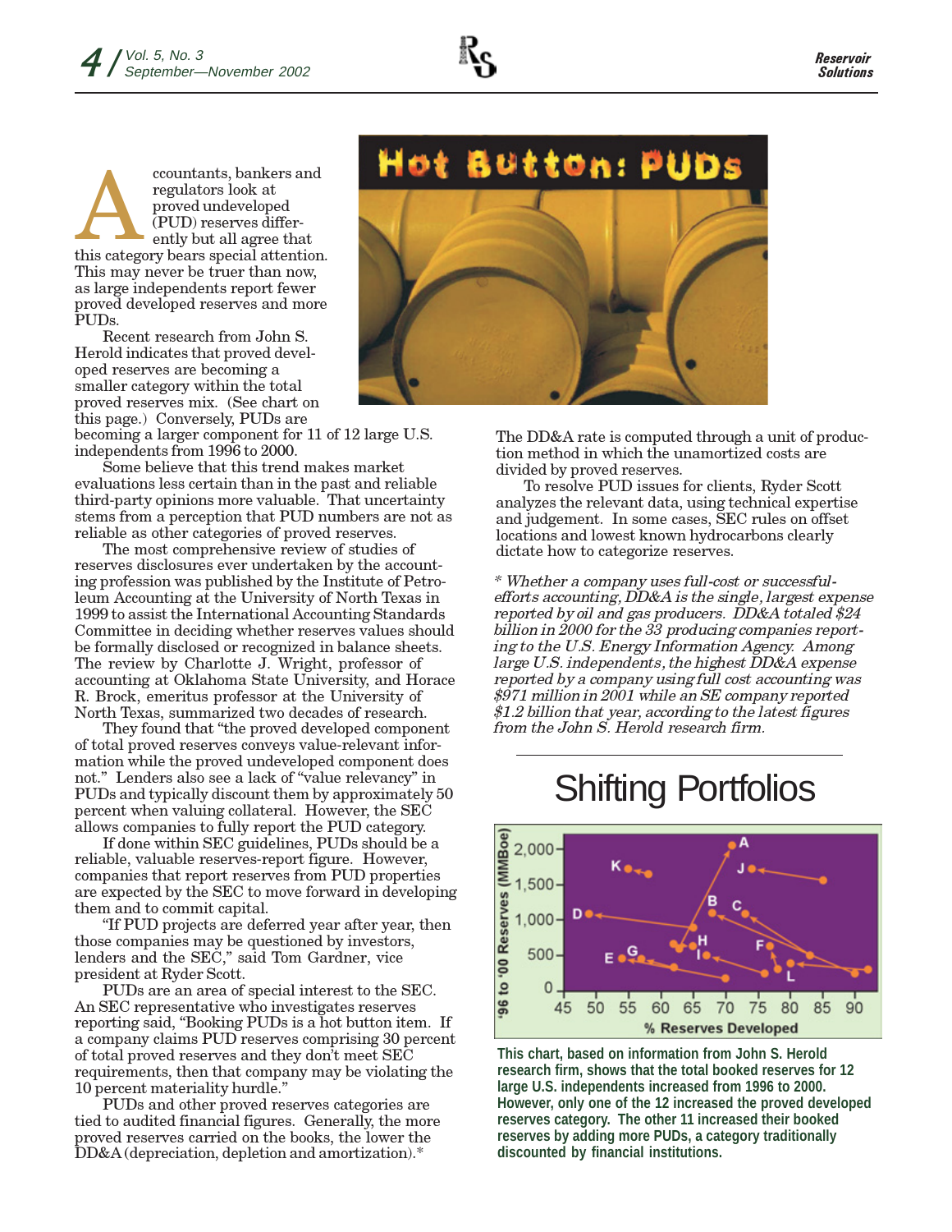# Hot Button: PUDs

Accountants, bankers and regulators look at proved undeveloped (PUD) reserves differently but all agree that this category bears special attention. This may never be truer than now, as large independents report fewer proved developed reserves and more PUDs.

Recent research from John S. Herold indicates that proved developed reserves are becoming a smaller category within the total proved reserves mix. (See chart on this page.) Conversely, PUDs are becoming a larger component for 11 of 12 large U.S. independents from 1996 to 2000.

Some believe that this trend makes market evaluations less certain than in the past and reliable third-party opinions more valuable. That uncertainty stems from a perception that PUD numbers are not as reliable as other categories of proved reserves.

The most comprehensive review of studies of reserves disclosures ever undertaken by the accounting profession was published by the Institute of Petroleum Accounting at the University of North Texas in 1999 to assist the International Accounting Standards Committee in deciding whether reserves values should be formally disclosed or recognized in balance sheets. The review by Charlotte J. Wright, professor of accounting at Oklahoma State University, and Horace R. Brock, emeritus professor at the University of North Texas, summarized two decades of research.

They found that "the proved developed component of total proved reserves conveys value-relevant information while the proved undeveloped component does not." Lenders also see a lack of "value relevancy" in PUDs and typically discount them by approximately 50 percent when valuing collateral. However, the SEC allows companies to fully report the PUD category.

If done within SEC guidelines, PUDs should be a reliable, valuable reserves-report figure. However, companies that report reserves from PUD properties are expected by the SEC to move forward in developing them and to commit capital.

"If PUD projects are deferred year after year, then those companies may be questioned by investors, lenders and the SEC," said Tom Gardner, vice president at Ryder Scott.

PUDs are an area of special interest to the SEC. An SEC representative who investigates reserves reporting said, "Booking PUDs is a hot button item. If a company claims PUD reserves comprising 30 percent of total proved reserves and they don't meet SEC requirements, then that company may be violating the 10 percent materiality hurdle."

PUDs and other proved reserves categories are tied to audited financial figures. Generally, the more proved reserves carried on the books, the lower the DD&A (depreciation, depletion and amortization).* The DD&A rate is computed through a unit of production method in which the unamortized costs are divided by proved reserves.

To resolve PUD issues for clients, Ryder Scott analyzes the relevant data, using technical expertise and judgement. In some cases, SEC rules on offset locations and lowest known hydrocarbons clearly dictate how to categorize reserves.

*\* Whether a company uses full-cost or successful-efforts accounting, DD&A is the single, largest expense reported by oil and gas producers. DD&A totaled $24 billion in 2000 for the 33 producing companies reporting to the U.S. Energy Information Agency. Among large U.S. independents, the highest DD&A expense reported by a company using full cost accounting was $971 million in 2001 while an SE company reported $1.2 billion that year, according to the latest figures from the John S. Herold research firm.*

## Shifting Portfolios

This chart, based on information from John S. Herold research firm, shows that the total booked reserves for 12 large U.S. independents increased from 1996 to 2000. However, only one of the 12 increased the proved developed reserves category. The other 11 increased their booked reserves by adding more PUDs, a category traditionally discounted by financial institutions.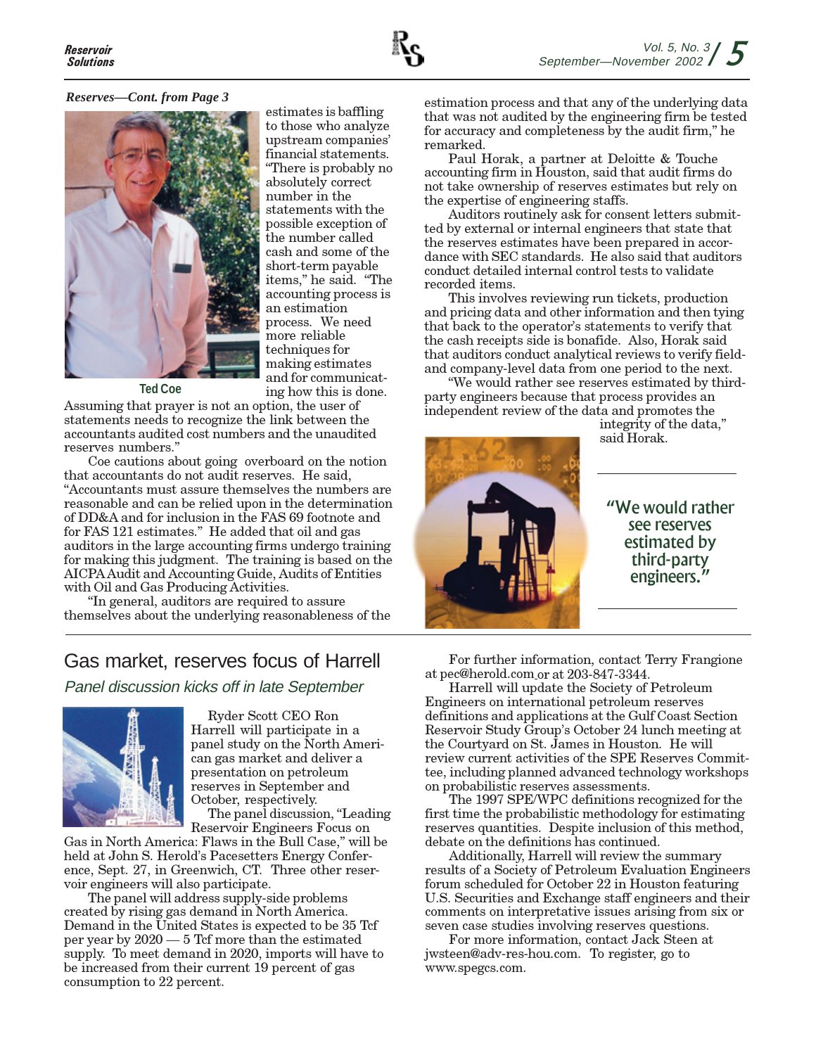*Reserves—Cont. from Page 3*

Ted Coe

estimates is baffling to those who analyze upstream companies' financial statements. "There is probably no absolutely correct number in the statements with the possible exception of the number called cash and some of the short-term payable items," he said. "The accounting process is an estimation process. We need more reliable techniques for making estimates and for communicating how this is done. Assuming that prayer is not an option, the user of statements needs to recognize the link between the accountants audited cost numbers and the unaudited reserves numbers."

Coe cautions about going overboard on the notion that accountants do not audit reserves. He said, "Accountants must assure themselves the numbers are reasonable and can be relied upon in the determination of DD&A and for inclusion in the FAS 69 footnote and for FAS 121 estimates." He added that oil and gas auditors in the large accounting firms undergo training for making this judgment. The training is based on the AICPA Audit and Accounting Guide, Audits of Entities with Oil and Gas Producing Activities.

"In general, auditors are required to assure themselves about the underlying reasonableness of the estimation process and that any of the underlying data that was not audited by the engineering firm be tested for accuracy and completeness by the audit firm," he remarked.

Paul Horak, a partner at Deloitte & Touche accounting firm in Houston, said that audit firms do not take ownership of reserves estimates but rely on the expertise of engineering staffs.

Auditors routinely ask for consent letters submitted by external or internal engineers that state that the reserves estimates have been prepared in accordance with SEC standards. He also said that auditors conduct detailed internal control tests to validate recorded items.

This involves reviewing run tickets, production and pricing data and other information and then tying that back to the operator's statements to verify that the cash receipts side is bonafide. Also, Horak said that auditors conduct analytical reviews to verify field- and company-level data from one period to the next.

"We would rather see reserves estimated by third-party engineers because that process provides an independent review of the data and promotes the integrity of the data," said Horak.

> "We would rather see reserves estimated by third-party engineers."

## Gas market, reserves focus of Harrell

*Panel discussion kicks off in late September*

Ryder Scott CEO Ron Harrell will participate in a panel study on the North American gas market and deliver a presentation on petroleum reserves in September and October, respectively.

The panel discussion, "Leading Reservoir Engineers Focus on Gas in North America: Flaws in the Bull Case," will be held at John S. Herold's Pacesetters Energy Conference, Sept. 27, in Greenwich, CT. Three other reservoir engineers will also participate.

The panel will address supply-side problems created by rising gas demand in North America. Demand in the United States is expected to be 35 Tcf per year by 2020 — 5 Tcf more than the estimated supply. To meet demand in 2020, imports will have to be increased from their current 19 percent of gas consumption to 22 percent.

For further information, contact Terry Frangione at pec@herold.com or at 203-847-3344.

Harrell will update the Society of Petroleum Engineers on international petroleum reserves definitions and applications at the Gulf Coast Section Reservoir Study Group's October 24 lunch meeting at the Courtyard on St. James in Houston. He will review current activities of the SPE Reserves Committee, including planned advanced technology workshops on probabilistic reserves assessments.

The 1997 SPE/WPC definitions recognized for the first time the probabilistic methodology for estimating reserves quantities. Despite inclusion of this method, debate on the definitions has continued.

Additionally, Harrell will review the summary results of a Society of Petroleum Evaluation Engineers forum scheduled for October 22 in Houston featuring U.S. Securities and Exchange staff engineers and their comments on interpretative issues arising from six or seven case studies involving reserves questions.

For more information, contact Jack Steen at jwsteen@adv-res-hou.com. To register, go to www.spegcs.com.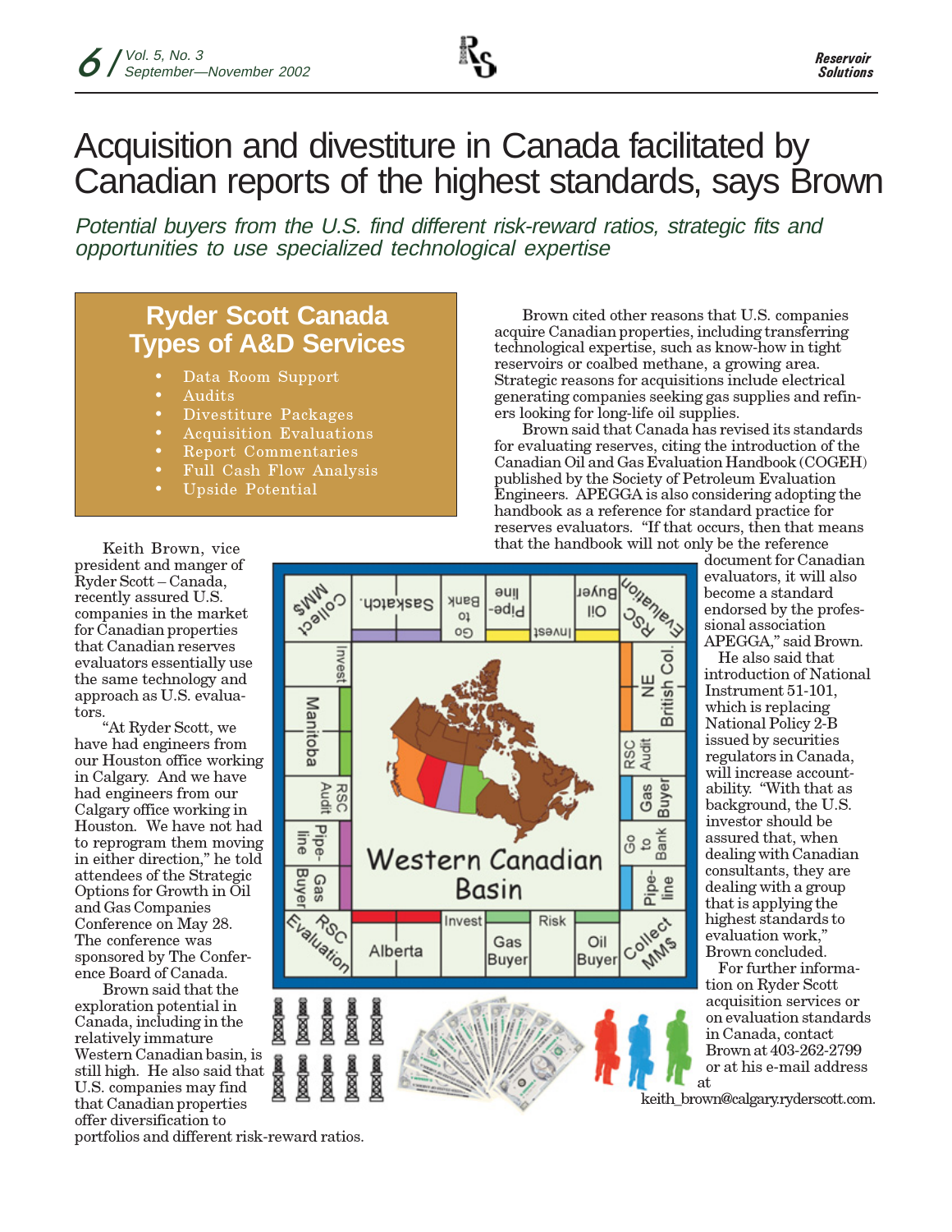# Acquisition and divestiture in Canada facilitated by Canadian reports of the highest standards, says Brown

*Potential buyers from the U.S. find different risk-reward ratios, strategic fits and opportunities to use specialized technological expertise*

## Ryder Scott Canada Types of A&D Services

- Data Room Support
- Audits
- Divestiture Packages
- Acquisition Evaluations
- Report Commentaries
- Full Cash Flow Analysis
- Upside Potential

Keith Brown, vice president and manger of Ryder Scott – Canada, recently assured U.S. companies in the market for Canadian properties that Canadian reserves evaluators essentially use the same technology and approach as U.S. evaluators.

"At Ryder Scott, we have had engineers from our Houston office working in Calgary. And we have had engineers from our Calgary office working in Houston. We have not had to reprogram them moving in either direction," he told attendees of the Strategic Options for Growth in Oil and Gas Companies Conference on May 28. The conference was sponsored by The Conference Board of Canada.

Brown said that the exploration potential in Canada, including in the relatively immature Western Canadian basin, is still high. He also said that U.S. companies may find that Canadian properties offer diversification to portfolios and different risk-reward ratios.

Brown cited other reasons that U.S. companies acquire Canadian properties, including transferring technological expertise, such as know-how in tight reservoirs or coalbed methane, a growing area. Strategic reasons for acquisitions include electrical generating companies seeking gas supplies and refiners looking for long-life oil supplies.

Brown said that Canada has revised its standards for evaluating reserves, citing the introduction of the Canadian Oil and Gas Evaluation Handbook (COGEH) published by the Society of Petroleum Evaluation Engineers. APEGGA is also considering adopting the handbook as a reference for standard practice for reserves evaluators. "If that occurs, then that means that the handbook will not only be the reference document for Canadian evaluators, it will also become a standard endorsed by the professional association APEGGA," said Brown.

He also said that introduction of National Instrument 51-101, which is replacing National Policy 2-B issued by securities regulators in Canada, will increase accountability. "With that as background, the U.S. investor should be assured that, when dealing with Canadian consultants, they are dealing with a group that is applying the highest standards to evaluation work," Brown concluded.

For further information on Ryder Scott acquisition services or on evaluation standards in Canada, contact Brown at 403-262-2799 or at his e-mail address at keith_brown@calgary.ryderscott.com.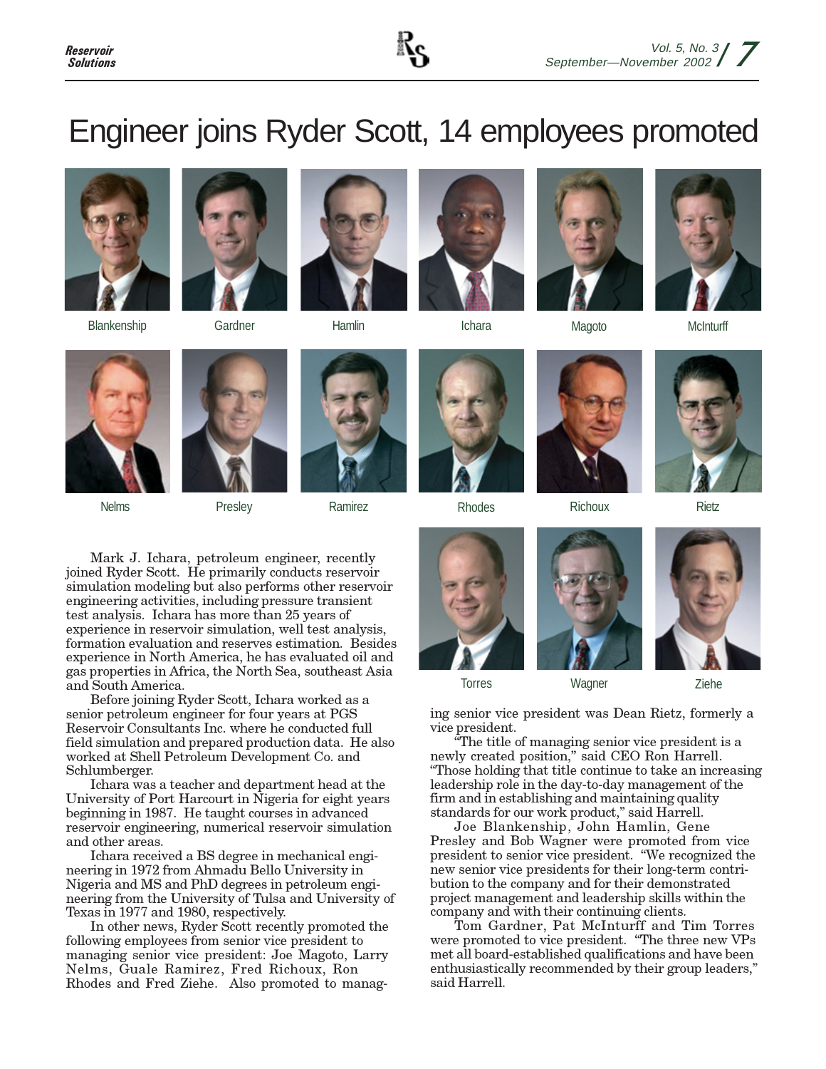# Engineer joins Ryder Scott, 14 employees promoted

Blankenship

Gardner

Hamlin

Ichara

Magoto

McInturff

Nelms

Presley

Ramirez

Rhodes

Richoux

Rietz

Torres

Wagner

Ziehe

Mark J. Ichara, petroleum engineer, recently joined Ryder Scott. He primarily conducts reservoir simulation modeling but also performs other reservoir engineering activities, including pressure transient test analysis. Ichara has more than 25 years of experience in reservoir simulation, well test analysis, formation evaluation and reserves estimation. Besides experience in North America, he has evaluated oil and gas properties in Africa, the North Sea, southeast Asia and South America.

Before joining Ryder Scott, Ichara worked as a senior petroleum engineer for four years at PGS Reservoir Consultants Inc. where he conducted full field simulation and prepared production data. He also worked at Shell Petroleum Development Co. and Schlumberger.

Ichara was a teacher and department head at the University of Port Harcourt in Nigeria for eight years beginning in 1987. He taught courses in advanced reservoir engineering, numerical reservoir simulation and other areas.

Ichara received a BS degree in mechanical engineering in 1972 from Ahmadu Bello University in Nigeria and MS and PhD degrees in petroleum engineering from the University of Tulsa and University of Texas in 1977 and 1980, respectively.

In other news, Ryder Scott recently promoted the following employees from senior vice president to managing senior vice president: Joe Magoto, Larry Nelms, Guale Ramirez, Fred Richoux, Ron Rhodes and Fred Ziehe. Also promoted to managing senior vice president was Dean Rietz, formerly a vice president.

"The title of managing senior vice president is a newly created position," said CEO Ron Harrell. "Those holding that title continue to take an increasing leadership role in the day-to-day management of the firm and in establishing and maintaining quality standards for our work product," said Harrell.

Joe Blankenship, John Hamlin, Gene Presley and Bob Wagner were promoted from vice president to senior vice president. "We recognized the new senior vice presidents for their long-term contribution to the company and for their demonstrated project management and leadership skills within the company and with their continuing clients.

Tom Gardner, Pat McInturff and Tim Torres were promoted to vice president. "The three new VPs met all board-established qualifications and have been enthusiastically recommended by their group leaders," said Harrell.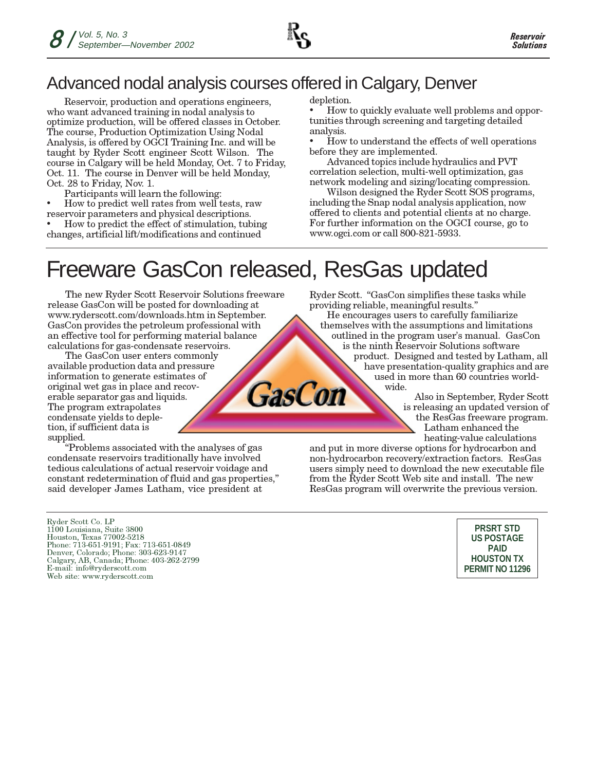# Advanced nodal analysis courses offered in Calgary, Denver

Reservoir, production and operations engineers, who want advanced training in nodal analysis to optimize production, will be offered classes in October. The course, Production Optimization Using Nodal Analysis, is offered by OGCI Training Inc. and will be taught by Ryder Scott engineer Scott Wilson. The course in Calgary will be held Monday, Oct. 7 to Friday, Oct. 11. The course in Denver will be held Monday, Oct. 28 to Friday, Nov. 1.

Participants will learn the following:

- How to predict well rates from well tests, raw reservoir parameters and physical descriptions.
- How to predict the effect of stimulation, tubing changes, artificial lift/modifications and continued depletion.
- How to quickly evaluate well problems and opportunities through screening and targeting detailed analysis.
- How to understand the effects of well operations before they are implemented.

Advanced topics include hydraulics and PVT correlation selection, multi-well optimization, gas network modeling and sizing/locating compression.

Wilson designed the Ryder Scott SOS programs, including the Snap nodal analysis application, now offered to clients and potential clients at no charge. For further information on the OGCI course, go to www.ogci.com or call 800-821-5933.

# Freeware GasCon released, ResGas updated

The new Ryder Scott Reservoir Solutions freeware release GasCon will be posted for downloading at www.ryderscott.com/downloads.htm in September. GasCon provides the petroleum professional with an effective tool for performing material balance calculations for gas-condensate reservoirs.

The GasCon user enters commonly available production data and pressure information to generate estimates of original wet gas in place and recoverable separator gas and liquids. The program extrapolates condensate yields to depletion, if sufficient data is supplied.

"Problems associated with the analyses of gas condensate reservoirs traditionally have involved tedious calculations of actual reservoir voidage and constant redetermination of fluid and gas properties," said developer James Latham, vice president at Ryder Scott. "GasCon simplifies these tasks while providing reliable, meaningful results."

He encourages users to carefully familiarize themselves with the assumptions and limitations outlined in the program user's manual. GasCon is the ninth Reservoir Solutions software product. Designed and tested by Latham, all have presentation-quality graphics and are used in more than 60 countries worldwide.

Also in September, Ryder Scott is releasing an updated version of the ResGas freeware program. Latham enhanced the heating-value calculations and put in more diverse options for hydrocarbon and non-hydrocarbon recovery/extraction factors. ResGas users simply need to download the new executable file from the Ryder Scott Web site and install. The new ResGas program will overwrite the previous version.

Ryder Scott Co. LP
1100 Louisiana, Suite 3800
Houston, Texas 77002-5218
Phone: 713-651-9191; Fax: 713-651-0849
Denver, Colorado; Phone: 303-623-9147
Calgary, AB, Canada; Phone: 403-262-2799
E-mail: info@ryderscott.com
Web site: www.ryderscott.com

PRSRT STD
US POSTAGE
PAID
HOUSTON TX
PERMIT NO 11296